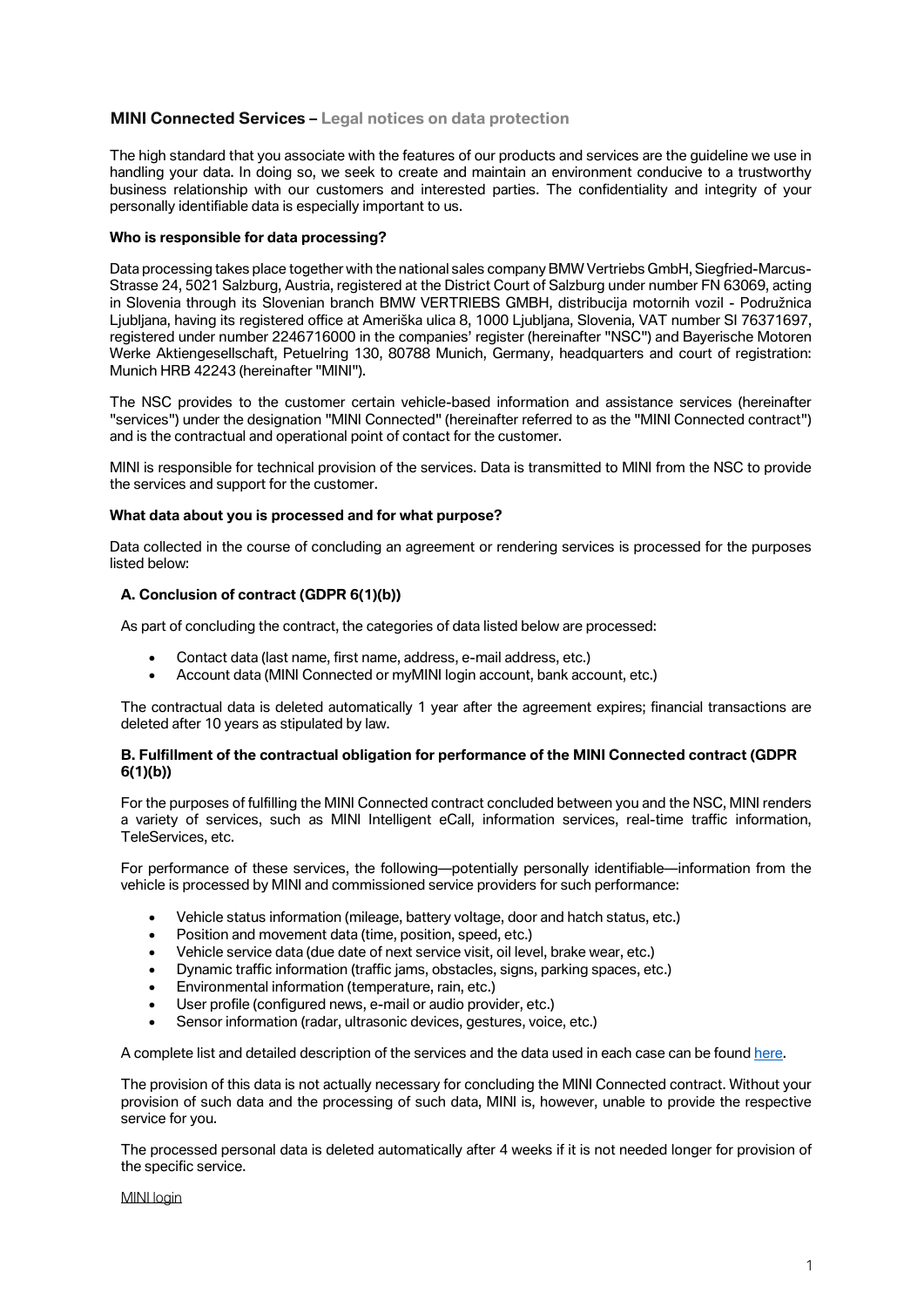# MINI Connected Services – Legal notices on data protection

The high standard that you associate with the features of our products and services are the guideline we use in handling your data. In doing so, we seek to create and maintain an environment conducive to a trustworthy business relationship with our customers and interested parties. The confidentiality and integrity of your personally identifiable data is especially important to us.

**Who is responsible for data processing?**

Data processing takes place together with the national sales company BMW Vertriebs GmbH, Siegfried-Marcus-Strasse 24, 5021 Salzburg, Austria, registered at the District Court of Salzburg under number FN 63069, acting in Slovenia through its Slovenian branch BMW VERTRIEBS GMBH, distribucija motornih vozil - Podružnica Ljubljana, having its registered office at Ameriška ulica 8, 1000 Ljubljana, Slovenia, VAT number SI 76371697, registered under number 2246716000 in the companies' register (hereinafter "NSC") and Bayerische Motoren Werke Aktiengesellschaft, Petuelring 130, 80788 Munich, Germany, headquarters and court of registration: Munich HRB 42243 (hereinafter "MINI").

The NSC provides to the customer certain vehicle-based information and assistance services (hereinafter "services") under the designation "MINI Connected" (hereinafter referred to as the "MINI Connected contract") and is the contractual and operational point of contact for the customer.

MINI is responsible for technical provision of the services. Data is transmitted to MINI from the NSC to provide the services and support for the customer.

**What data about you is processed and for what purpose?**

Data collected in the course of concluding an agreement or rendering services is processed for the purposes listed below:

**A. Conclusion of contract (GDPR 6(1)(b))**

As part of concluding the contract, the categories of data listed below are processed:

- Contact data (last name, first name, address, e-mail address, etc.)
- Account data (MINI Connected or myMINI login account, bank account, etc.)

The contractual data is deleted automatically 1 year after the agreement expires; financial transactions are deleted after 10 years as stipulated by law.

**B. Fulfillment of the contractual obligation for performance of the MINI Connected contract (GDPR 6(1)(b))**

For the purposes of fulfilling the MINI Connected contract concluded between you and the NSC, MINI renders a variety of services, such as MINI Intelligent eCall, information services, real-time traffic information, TeleServices, etc.

For performance of these services, the following—potentially personally identifiable—information from the vehicle is processed by MINI and commissioned service providers for such performance:

- Vehicle status information (mileage, battery voltage, door and hatch status, etc.)
- Position and movement data (time, position, speed, etc.)
- Vehicle service data (due date of next service visit, oil level, brake wear, etc.)
- Dynamic traffic information (traffic jams, obstacles, signs, parking spaces, etc.)
- Environmental information (temperature, rain, etc.)
- User profile (configured news, e-mail or audio provider, etc.)
- Sensor information (radar, ultrasonic devices, gestures, voice, etc.)

A complete list and detailed description of the services and the data used in each case can be found here.

The provision of this data is not actually necessary for concluding the MINI Connected contract. Without your provision of such data and the processing of such data, MINI is, however, unable to provide the respective service for you.

The processed personal data is deleted automatically after 4 weeks if it is not needed longer for provision of the specific service.

MINI login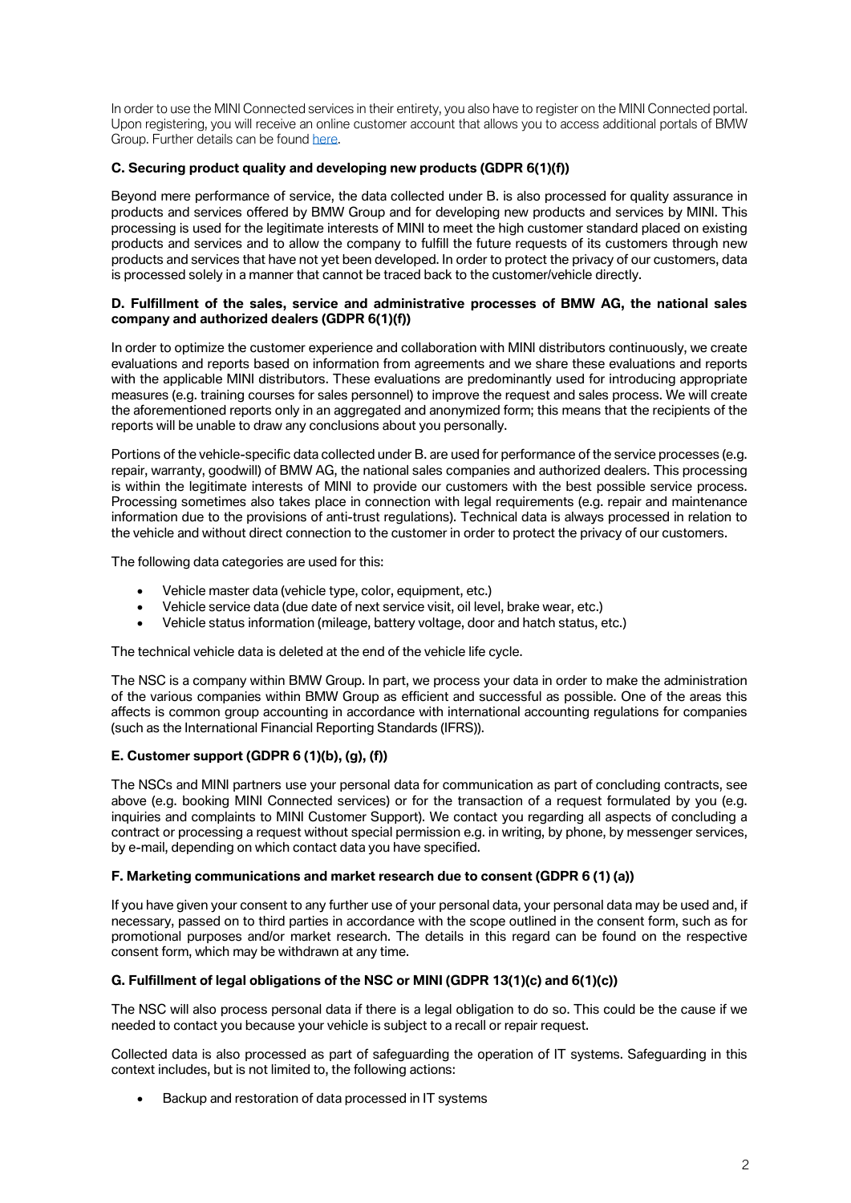In order to use the MINI Connected services in their entirety, you also have to register on the MINI Connected portal. Upon registering, you will receive an online customer account that allows you to access additional portals of BMW Group. Further details can be found here.

**C. Securing product quality and developing new products (GDPR 6(1)(f))**

Beyond mere performance of service, the data collected under B. is also processed for quality assurance in products and services offered by BMW Group and for developing new products and services by MINI. This processing is used for the legitimate interests of MINI to meet the high customer standard placed on existing products and services and to allow the company to fulfill the future requests of its customers through new products and services that have not yet been developed. In order to protect the privacy of our customers, data is processed solely in a manner that cannot be traced back to the customer/vehicle directly.

**D. Fulfillment of the sales, service and administrative processes of BMW AG, the national sales company and authorized dealers (GDPR 6(1)(f))**

In order to optimize the customer experience and collaboration with MINI distributors continuously, we create evaluations and reports based on information from agreements and we share these evaluations and reports with the applicable MINI distributors. These evaluations are predominantly used for introducing appropriate measures (e.g. training courses for sales personnel) to improve the request and sales process. We will create the aforementioned reports only in an aggregated and anonymized form; this means that the recipients of the reports will be unable to draw any conclusions about you personally.

Portions of the vehicle-specific data collected under B. are used for performance of the service processes (e.g. repair, warranty, goodwill) of BMW AG, the national sales companies and authorized dealers. This processing is within the legitimate interests of MINI to provide our customers with the best possible service process. Processing sometimes also takes place in connection with legal requirements (e.g. repair and maintenance information due to the provisions of anti-trust regulations). Technical data is always processed in relation to the vehicle and without direct connection to the customer in order to protect the privacy of our customers.

The following data categories are used for this:

- Vehicle master data (vehicle type, color, equipment, etc.)
- Vehicle service data (due date of next service visit, oil level, brake wear, etc.)
- Vehicle status information (mileage, battery voltage, door and hatch status, etc.)

The technical vehicle data is deleted at the end of the vehicle life cycle.

The NSC is a company within BMW Group. In part, we process your data in order to make the administration of the various companies within BMW Group as efficient and successful as possible. One of the areas this affects is common group accounting in accordance with international accounting regulations for companies (such as the International Financial Reporting Standards (IFRS)).

**E. Customer support (GDPR 6 (1)(b), (g), (f))**

The NSCs and MINI partners use your personal data for communication as part of concluding contracts, see above (e.g. booking MINI Connected services) or for the transaction of a request formulated by you (e.g. inquiries and complaints to MINI Customer Support). We contact you regarding all aspects of concluding a contract or processing a request without special permission e.g. in writing, by phone, by messenger services, by e-mail, depending on which contact data you have specified.

**F. Marketing communications and market research due to consent (GDPR 6 (1) (a))**

If you have given your consent to any further use of your personal data, your personal data may be used and, if necessary, passed on to third parties in accordance with the scope outlined in the consent form, such as for promotional purposes and/or market research. The details in this regard can be found on the respective consent form, which may be withdrawn at any time.

**G. Fulfillment of legal obligations of the NSC or MINI (GDPR 13(1)(c) and 6(1)(c))**

The NSC will also process personal data if there is a legal obligation to do so. This could be the cause if we needed to contact you because your vehicle is subject to a recall or repair request.

Collected data is also processed as part of safeguarding the operation of IT systems. Safeguarding in this context includes, but is not limited to, the following actions:

- Backup and restoration of data processed in IT systems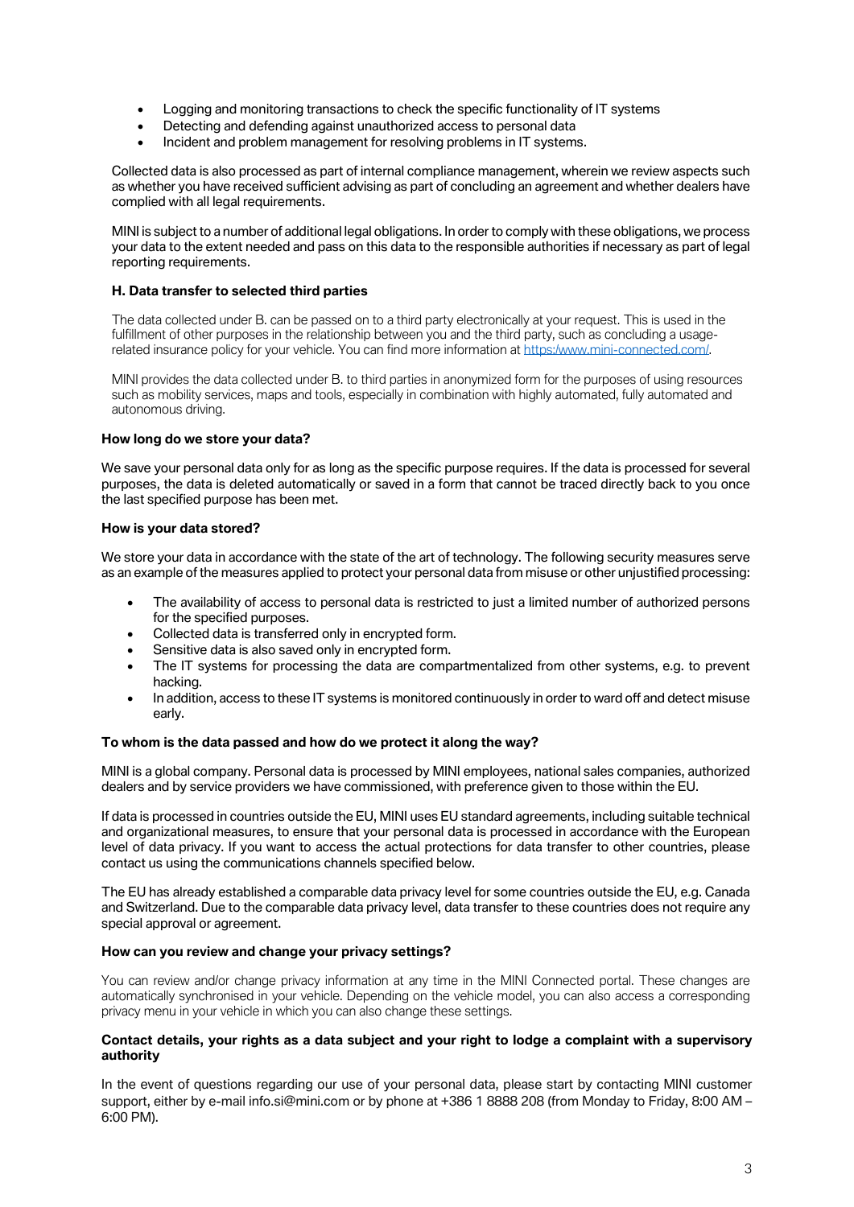- Logging and monitoring transactions to check the specific functionality of IT systems
- Detecting and defending against unauthorized access to personal data
- Incident and problem management for resolving problems in IT systems.

Collected data is also processed as part of internal compliance management, wherein we review aspects such as whether you have received sufficient advising as part of concluding an agreement and whether dealers have complied with all legal requirements.

MINI is subject to a number of additional legal obligations. In order to comply with these obligations, we process your data to the extent needed and pass on this data to the responsible authorities if necessary as part of legal reporting requirements.

#### H. Data transfer to selected third parties

The data collected under B. can be passed on to a third party electronically at your request. This is used in the fulfillment of other purposes in the relationship between you and the third party, such as concluding a usage-related insurance policy for your vehicle. You can find more information at [https:/www.mini-connected.com/](https:/www.mini-connected.com/).

MINI provides the data collected under B. to third parties in anonymized form for the purposes of using resources such as mobility services, maps and tools, especially in combination with highly automated, fully automated and autonomous driving.

### How long do we store your data?

We save your personal data only for as long as the specific purpose requires. If the data is processed for several purposes, the data is deleted automatically or saved in a form that cannot be traced directly back to you once the last specified purpose has been met.

### How is your data stored?

We store your data in accordance with the state of the art of technology. The following security measures serve as an example of the measures applied to protect your personal data from misuse or other unjustified processing:

- The availability of access to personal data is restricted to just a limited number of authorized persons for the specified purposes.
- Collected data is transferred only in encrypted form.
- Sensitive data is also saved only in encrypted form.
- The IT systems for processing the data are compartmentalized from other systems, e.g. to prevent hacking.
- In addition, access to these IT systems is monitored continuously in order to ward off and detect misuse early.

### To whom is the data passed and how do we protect it along the way?

MINI is a global company. Personal data is processed by MINI employees, national sales companies, authorized dealers and by service providers we have commissioned, with preference given to those within the EU.

If data is processed in countries outside the EU, MINI uses EU standard agreements, including suitable technical and organizational measures, to ensure that your personal data is processed in accordance with the European level of data privacy. If you want to access the actual protections for data transfer to other countries, please contact us using the communications channels specified below.

The EU has already established a comparable data privacy level for some countries outside the EU, e.g. Canada and Switzerland. Due to the comparable data privacy level, data transfer to these countries does not require any special approval or agreement.

### How can you review and change your privacy settings?

You can review and/or change privacy information at any time in the MINI Connected portal. These changes are automatically synchronised in your vehicle. Depending on the vehicle model, you can also access a corresponding privacy menu in your vehicle in which you can also change these settings.

### Contact details, your rights as a data subject and your right to lodge a complaint with a supervisory authority

In the event of questions regarding our use of your personal data, please start by contacting MINI customer support, either by e-mail info.si@mini.com or by phone at +386 1 8888 208 (from Monday to Friday, 8:00 AM – 6:00 PM).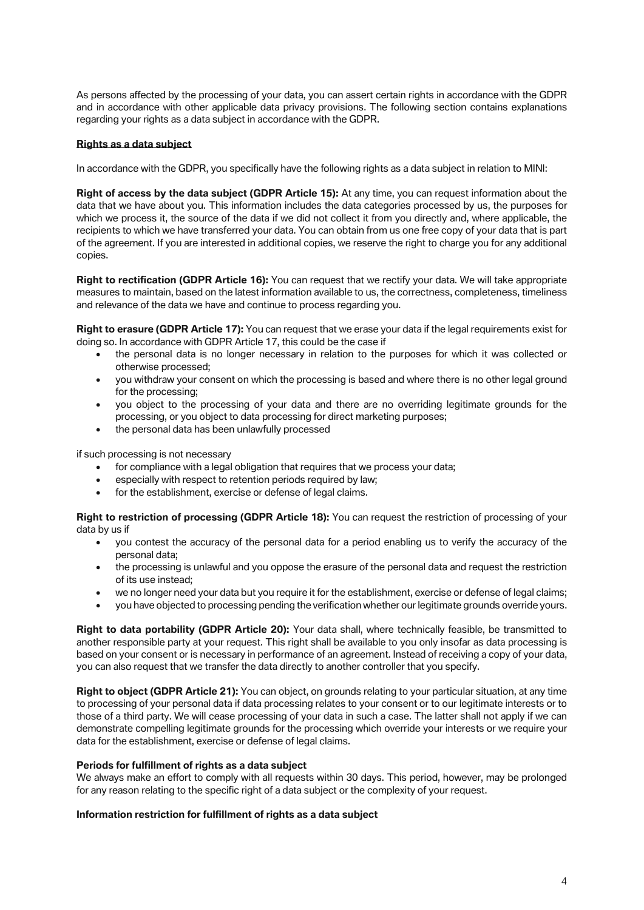As persons affected by the processing of your data, you can assert certain rights in accordance with the GDPR and in accordance with other applicable data privacy provisions. The following section contains explanations regarding your rights as a data subject in accordance with the GDPR.

## Rights as a data subject

In accordance with the GDPR, you specifically have the following rights as a data subject in relation to MINI:

**Right of access by the data subject (GDPR Article 15):** At any time, you can request information about the data that we have about you. This information includes the data categories processed by us, the purposes for which we process it, the source of the data if we did not collect it from you directly and, where applicable, the recipients to which we have transferred your data. You can obtain from us one free copy of your data that is part of the agreement. If you are interested in additional copies, we reserve the right to charge you for any additional copies.

**Right to rectification (GDPR Article 16):** You can request that we rectify your data. We will take appropriate measures to maintain, based on the latest information available to us, the correctness, completeness, timeliness and relevance of the data we have and continue to process regarding you.

**Right to erasure (GDPR Article 17):** You can request that we erase your data if the legal requirements exist for doing so. In accordance with GDPR Article 17, this could be the case if

- the personal data is no longer necessary in relation to the purposes for which it was collected or otherwise processed;
- you withdraw your consent on which the processing is based and where there is no other legal ground for the processing;
- you object to the processing of your data and there are no overriding legitimate grounds for the processing, or you object to data processing for direct marketing purposes;
- the personal data has been unlawfully processed

if such processing is not necessary

- for compliance with a legal obligation that requires that we process your data;
- especially with respect to retention periods required by law;
- for the establishment, exercise or defense of legal claims.

**Right to restriction of processing (GDPR Article 18):** You can request the restriction of processing of your data by us if

- you contest the accuracy of the personal data for a period enabling us to verify the accuracy of the personal data;
- the processing is unlawful and you oppose the erasure of the personal data and request the restriction of its use instead;
- we no longer need your data but you require it for the establishment, exercise or defense of legal claims;
- you have objected to processing pending the verification whether our legitimate grounds override yours.

**Right to data portability (GDPR Article 20):** Your data shall, where technically feasible, be transmitted to another responsible party at your request. This right shall be available to you only insofar as data processing is based on your consent or is necessary in performance of an agreement. Instead of receiving a copy of your data, you can also request that we transfer the data directly to another controller that you specify.

**Right to object (GDPR Article 21):** You can object, on grounds relating to your particular situation, at any time to processing of your personal data if data processing relates to your consent or to our legitimate interests or to those of a third party. We will cease processing of your data in such a case. The latter shall not apply if we can demonstrate compelling legitimate grounds for the processing which override your interests or we require your data for the establishment, exercise or defense of legal claims.

### Periods for fulfillment of rights as a data subject

We always make an effort to comply with all requests within 30 days. This period, however, may be prolonged for any reason relating to the specific right of a data subject or the complexity of your request.

### Information restriction for fulfillment of rights as a data subject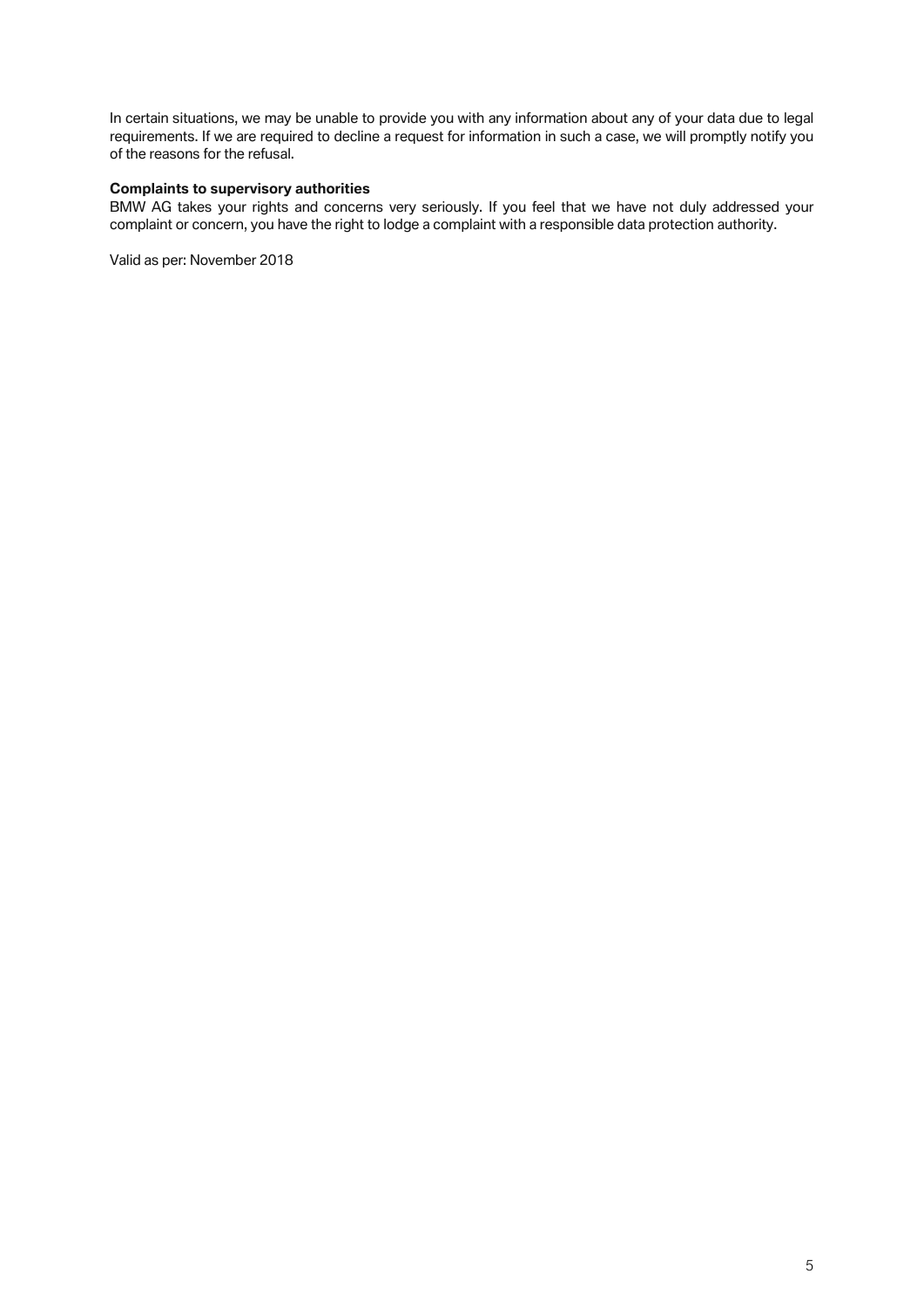In certain situations, we may be unable to provide you with any information about any of your data due to legal requirements. If we are required to decline a request for information in such a case, we will promptly notify you of the reasons for the refusal.

**Complaints to supervisory authorities**

BMW AG takes your rights and concerns very seriously. If you feel that we have not duly addressed your complaint or concern, you have the right to lodge a complaint with a responsible data protection authority.

Valid as per: November 2018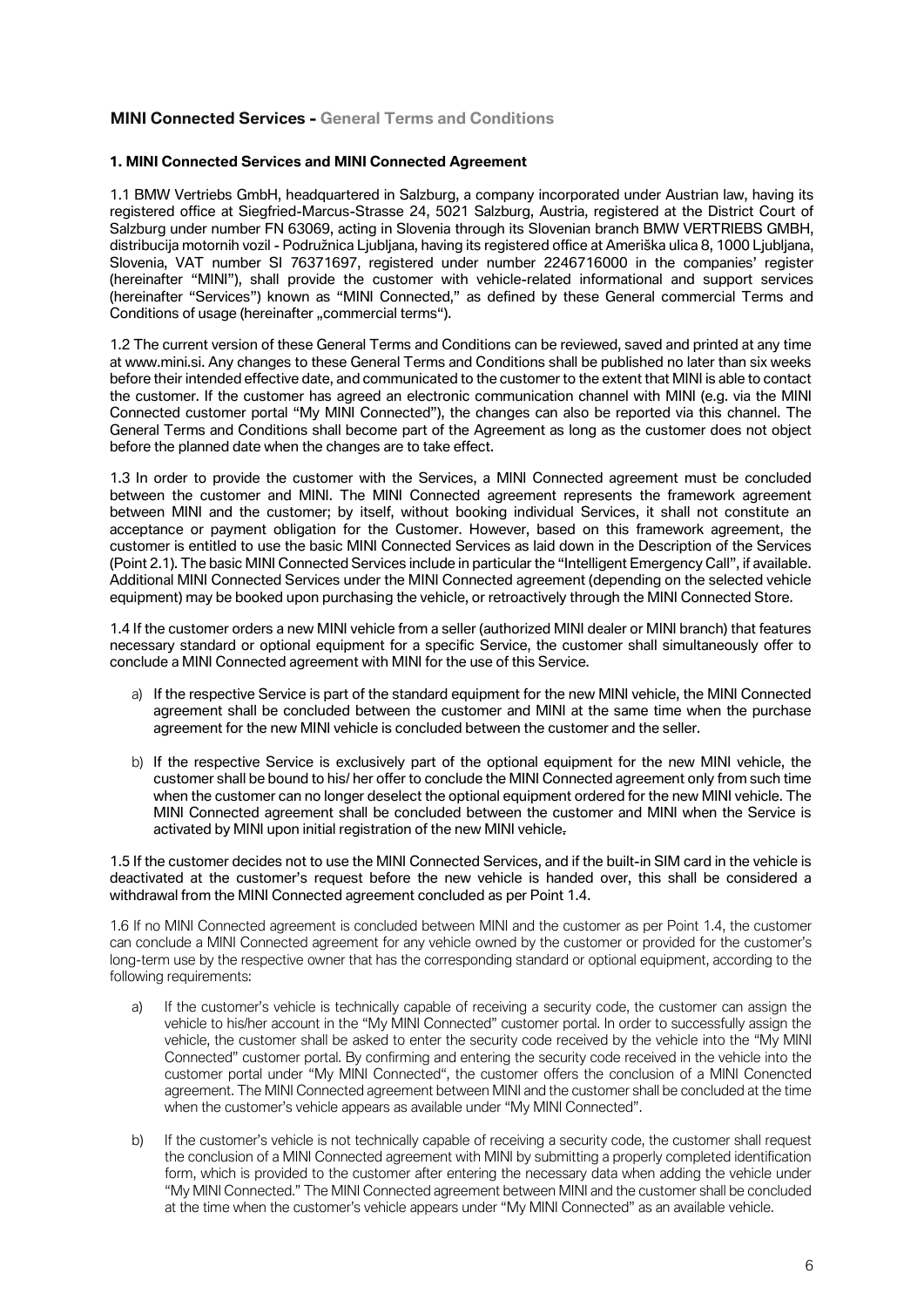## MINI Connected Services - General Terms and Conditions

### 1. MINI Connected Services and MINI Connected Agreement

1.1 BMW Vertriebs GmbH, headquartered in Salzburg, a company incorporated under Austrian law, having its registered office at Siegfried-Marcus-Strasse 24, 5021 Salzburg, Austria, registered at the District Court of Salzburg under number FN 63069, acting in Slovenia through its Slovenian branch BMW VERTRIEBS GMBH, distribucija motornih vozil - Podružnica Ljubljana, having its registered office at Ameriška ulica 8, 1000 Ljubljana, Slovenia, VAT number SI 76371697, registered under number 2246716000 in the companies' register (hereinafter "MINI"), shall provide the customer with vehicle-related informational and support services (hereinafter "Services") known as "MINI Connected," as defined by these General commercial Terms and Conditions of usage (hereinafter „commercial terms").

1.2 The current version of these General Terms and Conditions can be reviewed, saved and printed at any time at www.mini.si. Any changes to these General Terms and Conditions shall be published no later than six weeks before their intended effective date, and communicated to the customer to the extent that MINI is able to contact the customer. If the customer has agreed an electronic communication channel with MINI (e.g. via the MINI Connected customer portal "My MINI Connected"), the changes can also be reported via this channel. The General Terms and Conditions shall become part of the Agreement as long as the customer does not object before the planned date when the changes are to take effect.

1.3 In order to provide the customer with the Services, a MINI Connected agreement must be concluded between the customer and MINI. The MINI Connected agreement represents the framework agreement between MINI and the customer; by itself, without booking individual Services, it shall not constitute an acceptance or payment obligation for the Customer. However, based on this framework agreement, the customer is entitled to use the basic MINI Connected Services as laid down in the Description of the Services (Point 2.1). The basic MINI Connected Services include in particular the "Intelligent Emergency Call", if available. Additional MINI Connected Services under the MINI Connected agreement (depending on the selected vehicle equipment) may be booked upon purchasing the vehicle, or retroactively through the MINI Connected Store.

1.4 If the customer orders a new MINI vehicle from a seller (authorized MINI dealer or MINI branch) that features necessary standard or optional equipment for a specific Service, the customer shall simultaneously offer to conclude a MINI Connected agreement with MINI for the use of this Service.

a) If the respective Service is part of the standard equipment for the new MINI vehicle, the MINI Connected agreement shall be concluded between the customer and MINI at the same time when the purchase agreement for the new MINI vehicle is concluded between the customer and the seller.

b) If the respective Service is exclusively part of the optional equipment for the new MINI vehicle, the customer shall be bound to his/ her offer to conclude the MINI Connected agreement only from such time when the customer can no longer deselect the optional equipment ordered for the new MINI vehicle. The MINI Connected agreement shall be concluded between the customer and MINI when the Service is activated by MINI upon initial registration of the new MINI vehicle.

1.5 If the customer decides not to use the MINI Connected Services, and if the built-in SIM card in the vehicle is deactivated at the customer's request before the new vehicle is handed over, this shall be considered a withdrawal from the MINI Connected agreement concluded as per Point 1.4.

1.6 If no MINI Connected agreement is concluded between MINI and the customer as per Point 1.4, the customer can conclude a MINI Connected agreement for any vehicle owned by the customer or provided for the customer's long-term use by the respective owner that has the corresponding standard or optional equipment, according to the following requirements:

a) If the customer's vehicle is technically capable of receiving a security code, the customer can assign the vehicle to his/her account in the "My MINI Connected" customer portal. In order to successfully assign the vehicle, the customer shall be asked to enter the security code received by the vehicle into the "My MINI Connected" customer portal. By confirming and entering the security code received in the vehicle into the customer portal under "My MINI Connected", the customer offers the conclusion of a MINI Conencted agreement. The MINI Connected agreement between MINI and the customer shall be concluded at the time when the customer's vehicle appears as available under "My MINI Connected".

b) If the customer's vehicle is not technically capable of receiving a security code, the customer shall request the conclusion of a MINI Connected agreement with MINI by submitting a properly completed identification form, which is provided to the customer after entering the necessary data when adding the vehicle under "My MINI Connected." The MINI Connected agreement between MINI and the customer shall be concluded at the time when the customer's vehicle appears under "My MINI Connected" as an available vehicle.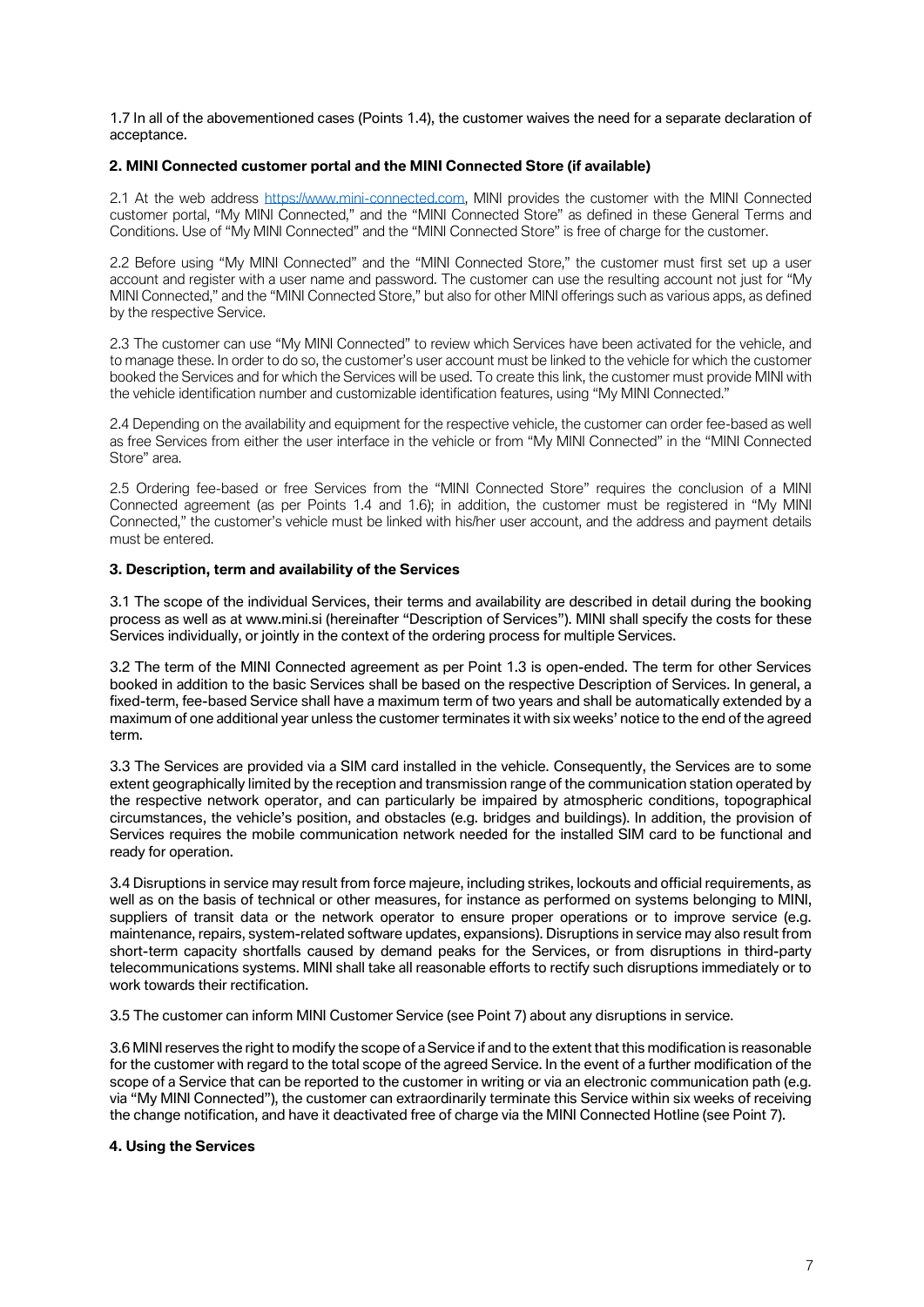1.7 In all of the abovementioned cases (Points 1.4), the customer waives the need for a separate declaration of acceptance.

## 2. MINI Connected customer portal and the MINI Connected Store (if available)

2.1 At the web address https://www.mini-connected.com, MINI provides the customer with the MINI Connected customer portal, "My MINI Connected," and the "MINI Connected Store" as defined in these General Terms and Conditions. Use of "My MINI Connected" and the "MINI Connected Store" is free of charge for the customer.

2.2 Before using "My MINI Connected" and the "MINI Connected Store," the customer must first set up a user account and register with a user name and password. The customer can use the resulting account not just for "My MINI Connected," and the "MINI Connected Store," but also for other MINI offerings such as various apps, as defined by the respective Service.

2.3 The customer can use "My MINI Connected" to review which Services have been activated for the vehicle, and to manage these. In order to do so, the customer's user account must be linked to the vehicle for which the customer booked the Services and for which the Services will be used. To create this link, the customer must provide MINI with the vehicle identification number and customizable identification features, using "My MINI Connected."

2.4 Depending on the availability and equipment for the respective vehicle, the customer can order fee-based as well as free Services from either the user interface in the vehicle or from "My MINI Connected" in the "MINI Connected Store" area.

2.5 Ordering fee-based or free Services from the "MINI Connected Store" requires the conclusion of a MINI Connected agreement (as per Points 1.4 and 1.6); in addition, the customer must be registered in "My MINI Connected," the customer's vehicle must be linked with his/her user account, and the address and payment details must be entered.

## 3. Description, term and availability of the Services

3.1 The scope of the individual Services, their terms and availability are described in detail during the booking process as well as at www.mini.si (hereinafter "Description of Services"). MINI shall specify the costs for these Services individually, or jointly in the context of the ordering process for multiple Services.

3.2 The term of the MINI Connected agreement as per Point 1.3 is open-ended. The term for other Services booked in addition to the basic Services shall be based on the respective Description of Services. In general, a fixed-term, fee-based Service shall have a maximum term of two years and shall be automatically extended by a maximum of one additional year unless the customer terminates it with six weeks' notice to the end of the agreed term.

3.3 The Services are provided via a SIM card installed in the vehicle. Consequently, the Services are to some extent geographically limited by the reception and transmission range of the communication station operated by the respective network operator, and can particularly be impaired by atmospheric conditions, topographical circumstances, the vehicle's position, and obstacles (e.g. bridges and buildings). In addition, the provision of Services requires the mobile communication network needed for the installed SIM card to be functional and ready for operation.

3.4 Disruptions in service may result from force majeure, including strikes, lockouts and official requirements, as well as on the basis of technical or other measures, for instance as performed on systems belonging to MINI, suppliers of transit data or the network operator to ensure proper operations or to improve service (e.g. maintenance, repairs, system-related software updates, expansions). Disruptions in service may also result from short-term capacity shortfalls caused by demand peaks for the Services, or from disruptions in third-party telecommunications systems. MINI shall take all reasonable efforts to rectify such disruptions immediately or to work towards their rectification.

3.5 The customer can inform MINI Customer Service (see Point 7) about any disruptions in service.

3.6 MINI reserves the right to modify the scope of a Service if and to the extent that this modification is reasonable for the customer with regard to the total scope of the agreed Service. In the event of a further modification of the scope of a Service that can be reported to the customer in writing or via an electronic communication path (e.g. via "My MINI Connected"), the customer can extraordinarily terminate this Service within six weeks of receiving the change notification, and have it deactivated free of charge via the MINI Connected Hotline (see Point 7).

## 4. Using the Services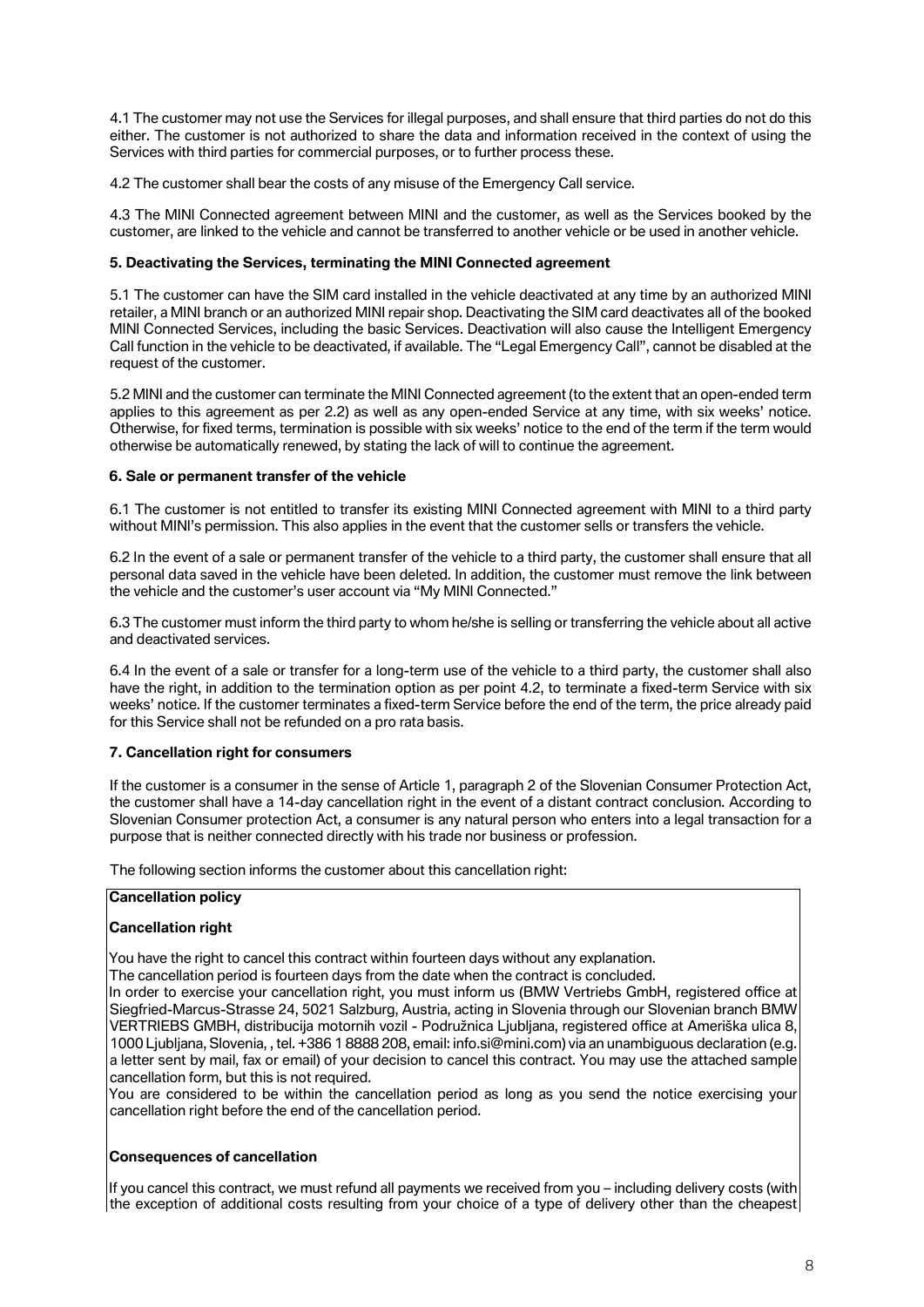4.1 The customer may not use the Services for illegal purposes, and shall ensure that third parties do not do this either. The customer is not authorized to share the data and information received in the context of using the Services with third parties for commercial purposes, or to further process these.

4.2 The customer shall bear the costs of any misuse of the Emergency Call service.

4.3 The MINI Connected agreement between MINI and the customer, as well as the Services booked by the customer, are linked to the vehicle and cannot be transferred to another vehicle or be used in another vehicle.

**5. Deactivating the Services, terminating the MINI Connected agreement**

5.1 The customer can have the SIM card installed in the vehicle deactivated at any time by an authorized MINI retailer, a MINI branch or an authorized MINI repair shop. Deactivating the SIM card deactivates all of the booked MINI Connected Services, including the basic Services. Deactivation will also cause the Intelligent Emergency Call function in the vehicle to be deactivated, if available. The "Legal Emergency Call", cannot be disabled at the request of the customer.

5.2 MINI and the customer can terminate the MINI Connected agreement (to the extent that an open-ended term applies to this agreement as per 2.2) as well as any open-ended Service at any time, with six weeks' notice. Otherwise, for fixed terms, termination is possible with six weeks' notice to the end of the term if the term would otherwise be automatically renewed, by stating the lack of will to continue the agreement.

**6. Sale or permanent transfer of the vehicle**

6.1 The customer is not entitled to transfer its existing MINI Connected agreement with MINI to a third party without MINI's permission. This also applies in the event that the customer sells or transfers the vehicle.

6.2 In the event of a sale or permanent transfer of the vehicle to a third party, the customer shall ensure that all personal data saved in the vehicle have been deleted. In addition, the customer must remove the link between the vehicle and the customer's user account via "My MINI Connected."

6.3 The customer must inform the third party to whom he/she is selling or transferring the vehicle about all active and deactivated services.

6.4 In the event of a sale or transfer for a long-term use of the vehicle to a third party, the customer shall also have the right, in addition to the termination option as per point 4.2, to terminate a fixed-term Service with six weeks' notice. If the customer terminates a fixed-term Service before the end of the term, the price already paid for this Service shall not be refunded on a pro rata basis.

**7. Cancellation right for consumers**

If the customer is a consumer in the sense of Article 1, paragraph 2 of the Slovenian Consumer Protection Act, the customer shall have a 14-day cancellation right in the event of a distant contract conclusion. According to Slovenian Consumer protection Act, a consumer is any natural person who enters into a legal transaction for a purpose that is neither connected directly with his trade nor business or profession.

The following section informs the customer about this cancellation right:

**Cancellation policy**

**Cancellation right**

You have the right to cancel this contract within fourteen days without any explanation.
The cancellation period is fourteen days from the date when the contract is concluded.
In order to exercise your cancellation right, you must inform us (BMW Vertriebs GmbH, registered office at Siegfried-Marcus-Strasse 24, 5021 Salzburg, Austria, acting in Slovenia through our Slovenian branch BMW VERTRIEBS GMBH, distribucija motornih vozil - Podružnica Ljubljana, registered office at Ameriška ulica 8, 1000 Ljubljana, Slovenia, , tel. +386 1 8888 208, email: info.si@mini.com) via an unambiguous declaration (e.g. a letter sent by mail, fax or email) of your decision to cancel this contract. You may use the attached sample cancellation form, but this is not required.
You are considered to be within the cancellation period as long as you send the notice exercising your cancellation right before the end of the cancellation period.

**Consequences of cancellation**

If you cancel this contract, we must refund all payments we received from you – including delivery costs (with the exception of additional costs resulting from your choice of a type of delivery other than the cheapest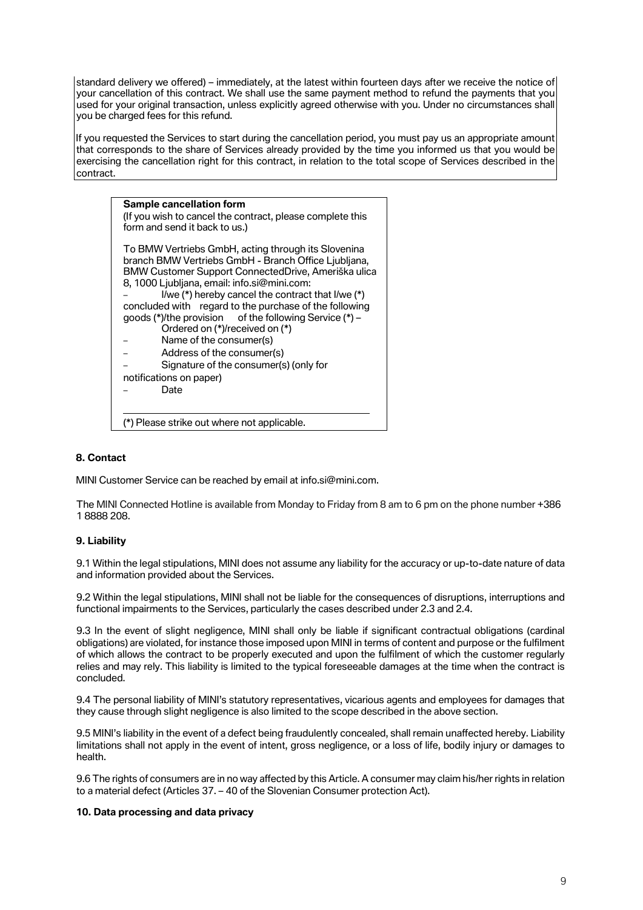standard delivery we offered) – immediately, at the latest within fourteen days after we receive the notice of your cancellation of this contract. We shall use the same payment method to refund the payments that you used for your original transaction, unless explicitly agreed otherwise with you. Under no circumstances shall you be charged fees for this refund.

If you requested the Services to start during the cancellation period, you must pay us an appropriate amount that corresponds to the share of Services already provided by the time you informed us that you would be exercising the cancellation right for this contract, in relation to the total scope of Services described in the contract.

**Sample cancellation form**

(If you wish to cancel the contract, please complete this form and send it back to us.)

To BMW Vertriebs GmbH, acting through its Slovenina branch BMW Vertriebs GmbH - Branch Office Ljubljana, BMW Customer Support ConnectedDrive, Ameriška ulica 8, 1000 Ljubljana, email: info.si@mini.com:

- I/we (*) hereby cancel the contract that I/we (*) concluded with regard to the purchase of the following goods (*)/the provision of the following Service (*) – Ordered on (*)/received on (*)
- Name of the consumer(s)
- Address of the consumer(s)
- Signature of the consumer(s) (only for notifications on paper)
- Date

(*) Please strike out where not applicable.

#### 8. Contact

MINI Customer Service can be reached by email at info.si@mini.com.

The MINI Connected Hotline is available from Monday to Friday from 8 am to 6 pm on the phone number +386 1 8888 208.

#### 9. Liability

9.1 Within the legal stipulations, MINI does not assume any liability for the accuracy or up-to-date nature of data and information provided about the Services.

9.2 Within the legal stipulations, MINI shall not be liable for the consequences of disruptions, interruptions and functional impairments to the Services, particularly the cases described under 2.3 and 2.4.

9.3 In the event of slight negligence, MINI shall only be liable if significant contractual obligations (cardinal obligations) are violated, for instance those imposed upon MINI in terms of content and purpose or the fulfilment of which allows the contract to be properly executed and upon the fulfilment of which the customer regularly relies and may rely. This liability is limited to the typical foreseeable damages at the time when the contract is concluded.

9.4 The personal liability of MINI's statutory representatives, vicarious agents and employees for damages that they cause through slight negligence is also limited to the scope described in the above section.

9.5 MINI's liability in the event of a defect being fraudulently concealed, shall remain unaffected hereby. Liability limitations shall not apply in the event of intent, gross negligence, or a loss of life, bodily injury or damages to health.

9.6 The rights of consumers are in no way affected by this Article. A consumer may claim his/her rights in relation to a material defect (Articles 37. – 40 of the Slovenian Consumer protection Act).

#### 10. Data processing and data privacy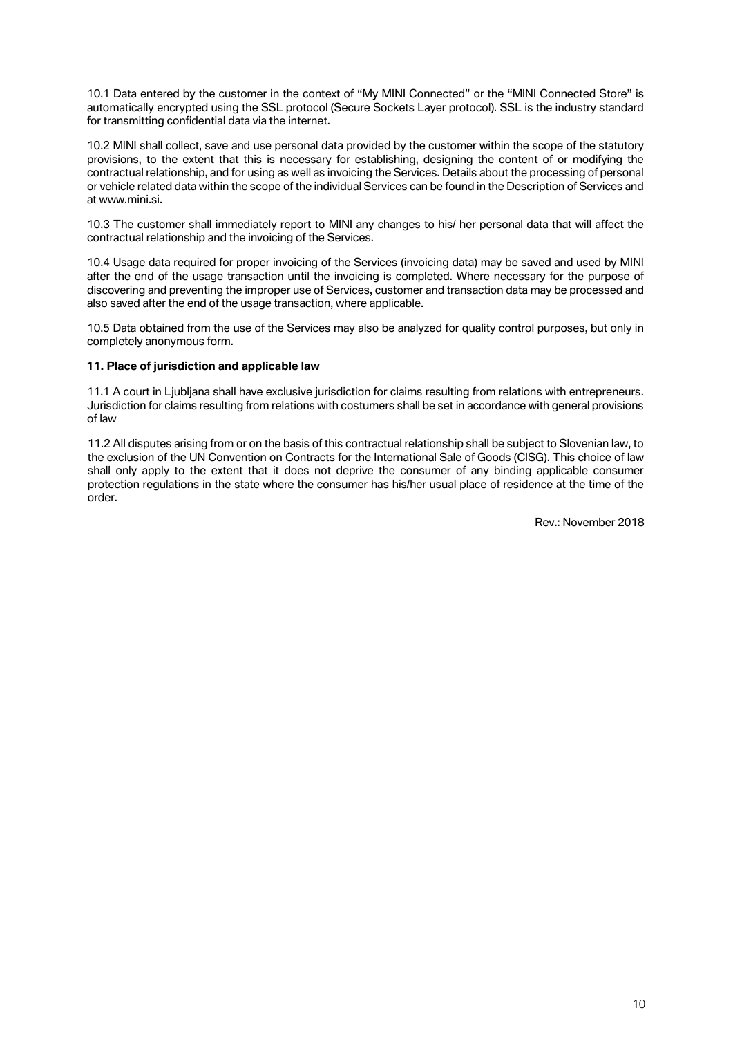10.1 Data entered by the customer in the context of “My MINI Connected” or the “MINI Connected Store” is automatically encrypted using the SSL protocol (Secure Sockets Layer protocol). SSL is the industry standard for transmitting confidential data via the internet.

10.2 MINI shall collect, save and use personal data provided by the customer within the scope of the statutory provisions, to the extent that this is necessary for establishing, designing the content of or modifying the contractual relationship, and for using as well as invoicing the Services. Details about the processing of personal or vehicle related data within the scope of the individual Services can be found in the Description of Services and at www.mini.si.

10.3 The customer shall immediately report to MINI any changes to his/ her personal data that will affect the contractual relationship and the invoicing of the Services.

10.4 Usage data required for proper invoicing of the Services (invoicing data) may be saved and used by MINI after the end of the usage transaction until the invoicing is completed. Where necessary for the purpose of discovering and preventing the improper use of Services, customer and transaction data may be processed and also saved after the end of the usage transaction, where applicable.

10.5 Data obtained from the use of the Services may also be analyzed for quality control purposes, but only in completely anonymous form.

**11. Place of jurisdiction and applicable law**

11.1 A court in Ljubljana shall have exclusive jurisdiction for claims resulting from relations with entrepreneurs. Jurisdiction for claims resulting from relations with costumers shall be set in accordance with general provisions of law

11.2 All disputes arising from or on the basis of this contractual relationship shall be subject to Slovenian law, to the exclusion of the UN Convention on Contracts for the International Sale of Goods (CISG). This choice of law shall only apply to the extent that it does not deprive the consumer of any binding applicable consumer protection regulations in the state where the consumer has his/her usual place of residence at the time of the order.

Rev.: November 2018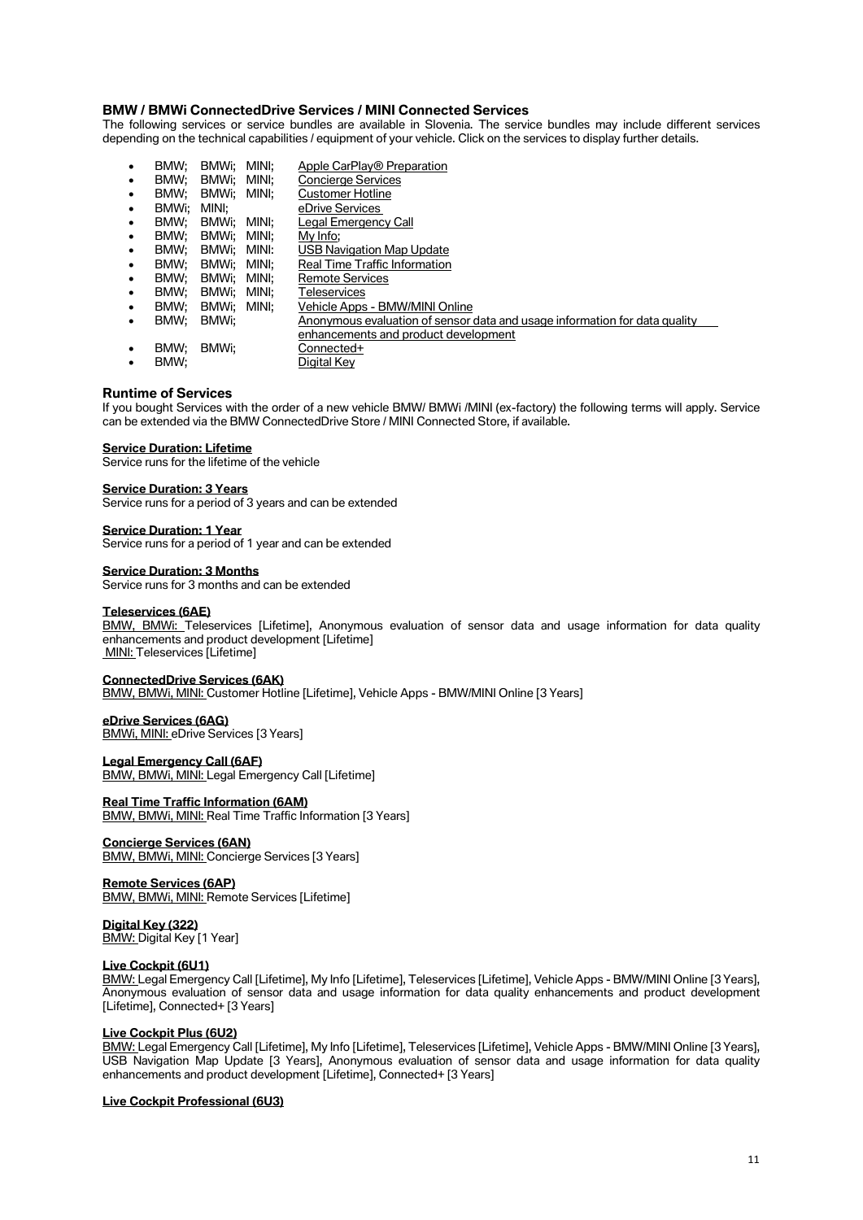## BMW / BMWi ConnectedDrive Services / MINI Connected Services

The following services or service bundles are available in Slovenia. The service bundles may include different services depending on the technical capabilities / equipment of your vehicle. Click on the services to display further details.

- BMW; BMWi; MINI; Apple CarPlay® Preparation
- BMW; BMWi; MINI; Concierge Services
- BMW; BMWi; MINI; Customer Hotline
- BMWi; MINI; eDrive Services
- BMW; BMWi; MINI; Legal Emergency Call
- BMW; BMWi; MINI; My Info;
- BMW; BMWi; MINI: USB Navigation Map Update
- BMW; BMWi; MINI; Real Time Traffic Information
- BMW; BMWi; MINI; Remote Services
- BMW; BMWi; MINI; Teleservices
- BMW; BMWi; MINI; Vehicle Apps - BMW/MINI Online
- BMW; BMWi; Anonymous evaluation of sensor data and usage information for data quality enhancements and product development
- BMW; BMWi; Connected+
- BMW; Digital Key

### Runtime of Services

If you bought Services with the order of a new vehicle BMW/ BMWi /MINI (ex-factory) the following terms will apply. Service can be extended via the BMW ConnectedDrive Store / MINI Connected Store, if available.

**Service Duration: Lifetime**
Service runs for the lifetime of the vehicle

**Service Duration: 3 Years**
Service runs for a period of 3 years and can be extended

**Service Duration: 1 Year**
Service runs for a period of 1 year and can be extended

**Service Duration: 3 Months**
Service runs for 3 months and can be extended

**Teleservices (6AE)**
BMW, BMWi: Teleservices [Lifetime], Anonymous evaluation of sensor data and usage information for data quality enhancements and product development [Lifetime]
MINI: Teleservices [Lifetime]

**ConnectedDrive Services (6AK)**
BMW, BMWi, MINI: Customer Hotline [Lifetime], Vehicle Apps - BMW/MINI Online [3 Years]

**eDrive Services (6AG)**
BMWi, MINI: eDrive Services [3 Years]

**Legal Emergency Call (6AF)**
BMW, BMWi, MINI: Legal Emergency Call [Lifetime]

**Real Time Traffic Information (6AM)**
BMW, BMWi, MINI: Real Time Traffic Information [3 Years]

**Concierge Services (6AN)**
BMW, BMWi, MINI: Concierge Services [3 Years]

**Remote Services (6AP)**
BMW, BMWi, MINI: Remote Services [Lifetime]

**Digital Key (322)**
BMW: Digital Key [1 Year]

**Live Cockpit (6U1)**
BMW: Legal Emergency Call [Lifetime], My Info [Lifetime], Teleservices [Lifetime], Vehicle Apps - BMW/MINI Online [3 Years], Anonymous evaluation of sensor data and usage information for data quality enhancements and product development [Lifetime], Connected+ [3 Years]

**Live Cockpit Plus (6U2)**
BMW: Legal Emergency Call [Lifetime], My Info [Lifetime], Teleservices [Lifetime], Vehicle Apps - BMW/MINI Online [3 Years], USB Navigation Map Update [3 Years], Anonymous evaluation of sensor data and usage information for data quality enhancements and product development [Lifetime], Connected+ [3 Years]

**Live Cockpit Professional (6U3)**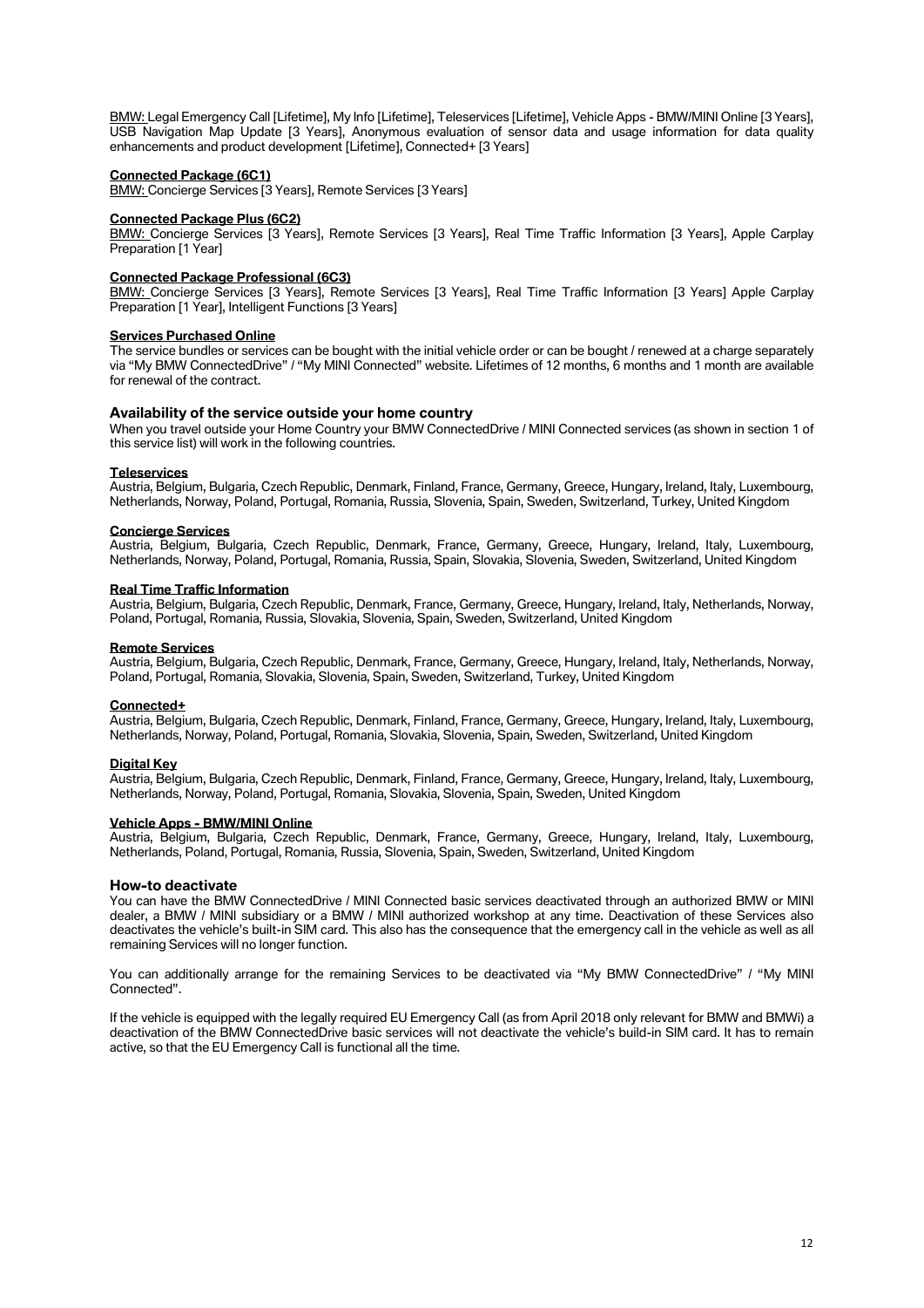BMW: Legal Emergency Call [Lifetime], My Info [Lifetime], Teleservices [Lifetime], Vehicle Apps - BMW/MINI Online [3 Years], USB Navigation Map Update [3 Years], Anonymous evaluation of sensor data and usage information for data quality enhancements and product development [Lifetime], Connected+ [3 Years]

**Connected Package (6C1)**
BMW: Concierge Services [3 Years], Remote Services [3 Years]

**Connected Package Plus (6C2)**
BMW: Concierge Services [3 Years], Remote Services [3 Years], Real Time Traffic Information [3 Years], Apple Carplay Preparation [1 Year]

**Connected Package Professional (6C3)**
BMW: Concierge Services [3 Years], Remote Services [3 Years], Real Time Traffic Information [3 Years] Apple Carplay Preparation [1 Year], Intelligent Functions [3 Years]

**Services Purchased Online**
The service bundles or services can be bought with the initial vehicle order or can be bought / renewed at a charge separately via "My BMW ConnectedDrive" / "My MINI Connected" website. Lifetimes of 12 months, 6 months and 1 month are available for renewal of the contract.

## Availability of the service outside your home country

When you travel outside your Home Country your BMW ConnectedDrive / MINI Connected services (as shown in section 1 of this service list) will work in the following countries.

**Teleservices**
Austria, Belgium, Bulgaria, Czech Republic, Denmark, Finland, France, Germany, Greece, Hungary, Ireland, Italy, Luxembourg, Netherlands, Norway, Poland, Portugal, Romania, Russia, Slovenia, Spain, Sweden, Switzerland, Turkey, United Kingdom

**Concierge Services**
Austria, Belgium, Bulgaria, Czech Republic, Denmark, France, Germany, Greece, Hungary, Ireland, Italy, Luxembourg, Netherlands, Norway, Poland, Portugal, Romania, Russia, Spain, Slovakia, Slovenia, Sweden, Switzerland, United Kingdom

**Real Time Traffic Information**
Austria, Belgium, Bulgaria, Czech Republic, Denmark, France, Germany, Greece, Hungary, Ireland, Italy, Netherlands, Norway, Poland, Portugal, Romania, Russia, Slovakia, Slovenia, Spain, Sweden, Switzerland, United Kingdom

**Remote Services**
Austria, Belgium, Bulgaria, Czech Republic, Denmark, France, Germany, Greece, Hungary, Ireland, Italy, Netherlands, Norway, Poland, Portugal, Romania, Slovakia, Slovenia, Spain, Sweden, Switzerland, Turkey, United Kingdom

**Connected+**
Austria, Belgium, Bulgaria, Czech Republic, Denmark, Finland, France, Germany, Greece, Hungary, Ireland, Italy, Luxembourg, Netherlands, Norway, Poland, Portugal, Romania, Slovakia, Slovenia, Spain, Sweden, Switzerland, United Kingdom

**Digital Key**
Austria, Belgium, Bulgaria, Czech Republic, Denmark, Finland, France, Germany, Greece, Hungary, Ireland, Italy, Luxembourg, Netherlands, Norway, Poland, Portugal, Romania, Slovakia, Slovenia, Spain, Sweden, United Kingdom

**Vehicle Apps - BMW/MINI Online**
Austria, Belgium, Bulgaria, Czech Republic, Denmark, France, Germany, Greece, Hungary, Ireland, Italy, Luxembourg, Netherlands, Poland, Portugal, Romania, Russia, Slovenia, Spain, Sweden, Switzerland, United Kingdom

## How-to deactivate

You can have the BMW ConnectedDrive / MINI Connected basic services deactivated through an authorized BMW or MINI dealer, a BMW / MINI subsidiary or a BMW / MINI authorized workshop at any time. Deactivation of these Services also deactivates the vehicle's built-in SIM card. This also has the consequence that the emergency call in the vehicle as well as all remaining Services will no longer function.

You can additionally arrange for the remaining Services to be deactivated via "My BMW ConnectedDrive" / "My MINI Connected".

If the vehicle is equipped with the legally required EU Emergency Call (as from April 2018 only relevant for BMW and BMWi) a deactivation of the BMW ConnectedDrive basic services will not deactivate the vehicle's build-in SIM card. It has to remain active, so that the EU Emergency Call is functional all the time.